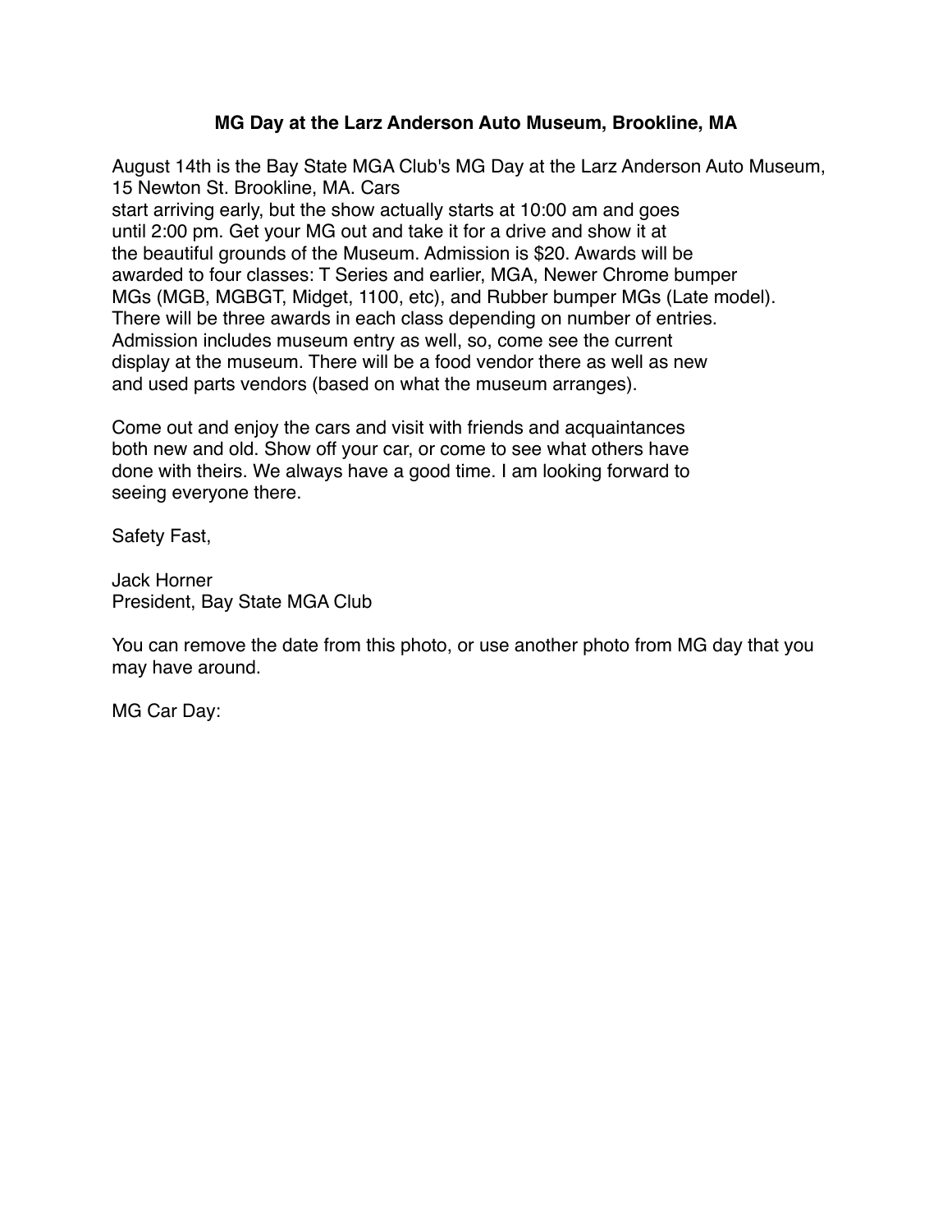# MG Day at the Larz Anderson Auto Museum, Brookline, MA

August 14th is the Bay State MGA Club's MG Day at the Larz Anderson Auto Museum, 15 Newton St. Brookline, MA. Cars start arriving early, but the show actually starts at 10:00 am and goes until 2:00 pm. Get your MG out and take it for a drive and show it at the beautiful grounds of the Museum. Admission is $20. Awards will be awarded to four classes: T Series and earlier, MGA, Newer Chrome bumper MGs (MGB, MGBGT, Midget, 1100, etc), and Rubber bumper MGs (Late model). There will be three awards in each class depending on number of entries. Admission includes museum entry as well, so, come see the current display at the museum. There will be a food vendor there as well as new and used parts vendors (based on what the museum arranges).

Come out and enjoy the cars and visit with friends and acquaintances both new and old. Show off your car, or come to see what others have done with theirs. We always have a good time. I am looking forward to seeing everyone there.

Safety Fast,

Jack Horner
President, Bay State MGA Club

You can remove the date from this photo, or use another photo from MG day that you may have around.

MG Car Day: